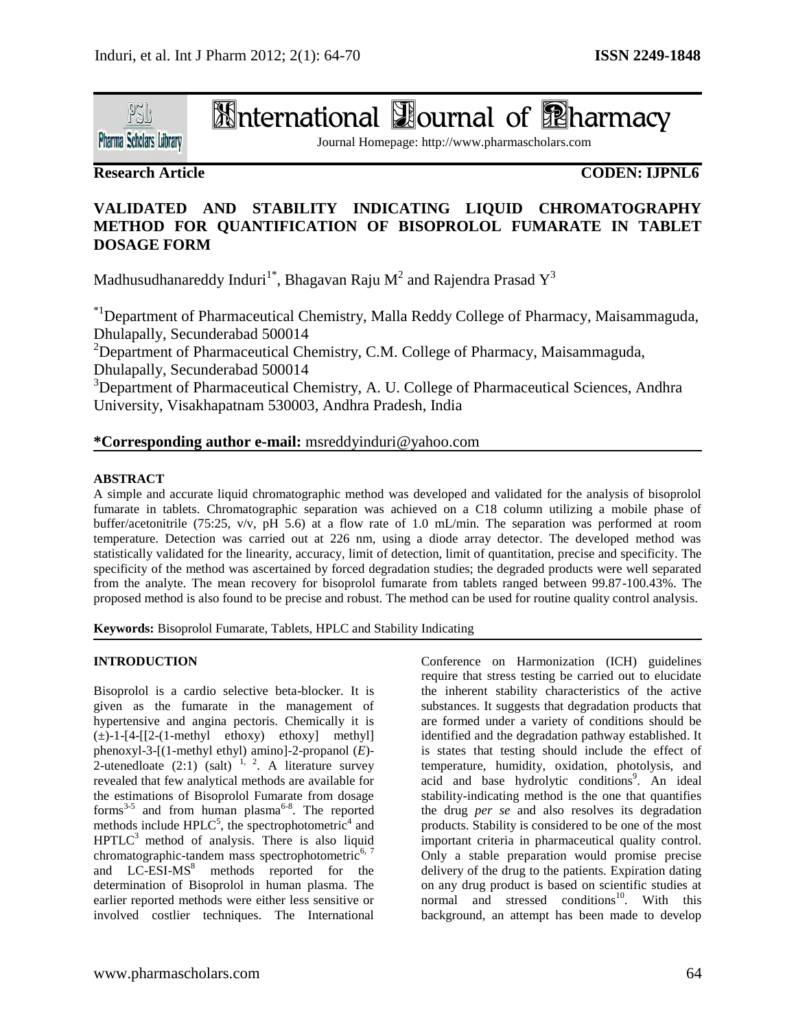# International Journal of Pharmacy

Journal Homepage: http://www.pharmascholars.com

**Research Article** **CODEN: IJPNL6**

## VALIDATED AND STABILITY INDICATING LIQUID CHROMATOGRAPHY METHOD FOR QUANTIFICATION OF BISOPROLOL FUMARATE IN TABLET DOSAGE FORM

Madhusudhanareddy Induri[1*], Bhagavan Raju M[2] and Rajendra Prasad Y[3]

[*1]Department of Pharmaceutical Chemistry, Malla Reddy College of Pharmacy, Maisammaguda, Dhulapally, Secunderabad 500014

[2]Department of Pharmaceutical Chemistry, C.M. College of Pharmacy, Maisammaguda, Dhulapally, Secunderabad 500014

[3]Department of Pharmaceutical Chemistry, A. U. College of Pharmaceutical Sciences, Andhra University, Visakhapatnam 530003, Andhra Pradesh, India

**\*Corresponding author e-mail:** msreddyinduri@yahoo.com

### ABSTRACT

A simple and accurate liquid chromatographic method was developed and validated for the analysis of bisoprolol fumarate in tablets. Chromatographic separation was achieved on a C18 column utilizing a mobile phase of buffer/acetonitrile (75:25, v/v, pH 5.6) at a flow rate of 1.0 mL/min. The separation was performed at room temperature. Detection was carried out at 226 nm, using a diode array detector. The developed method was statistically validated for the linearity, accuracy, limit of detection, limit of quantitation, precise and specificity. The specificity of the method was ascertained by forced degradation studies; the degraded products were well separated from the analyte. The mean recovery for bisoprolol fumarate from tablets ranged between 99.87-100.43%. The proposed method is also found to be precise and robust. The method can be used for routine quality control analysis.

**Keywords:** Bisoprolol Fumarate, Tablets, HPLC and Stability Indicating

### INTRODUCTION

Bisoprolol is a cardio selective beta-blocker. It is given as the fumarate in the management of hypertensive and angina pectoris. Chemically it is (±)-1-[4-[[2-(1-methyl ethoxy) ethoxy] methyl] phenoxyl-3-[(1-methyl ethyl) amino]-2-propanol (*E*)-2-utenedloate (2:1) (salt) [1, 2]. A literature survey revealed that few analytical methods are available for the estimations of Bisoprolol Fumarate from dosage forms[3-5] and from human plasma[6-8]. The reported methods include HPLC[5], the spectrophotometric[4] and HPTLC[3] method of analysis. There is also liquid chromatographic-tandem mass spectrophotometric[6, 7] and LC-ESI-MS[8] methods reported for the determination of Bisoprolol in human plasma. The earlier reported methods were either less sensitive or involved costlier techniques. The International Conference on Harmonization (ICH) guidelines require that stress testing be carried out to elucidate the inherent stability characteristics of the active substances. It suggests that degradation products that are formed under a variety of conditions should be identified and the degradation pathway established. It is states that testing should include the effect of temperature, humidity, oxidation, photolysis, and acid and base hydrolytic conditions[9]. An ideal stability-indicating method is the one that quantifies the drug *per se* and also resolves its degradation products. Stability is considered to be one of the most important criteria in pharmaceutical quality control. Only a stable preparation would promise precise delivery of the drug to the patients. Expiration dating on any drug product is based on scientific studies at normal and stressed conditions[10]. With this background, an attempt has been made to develop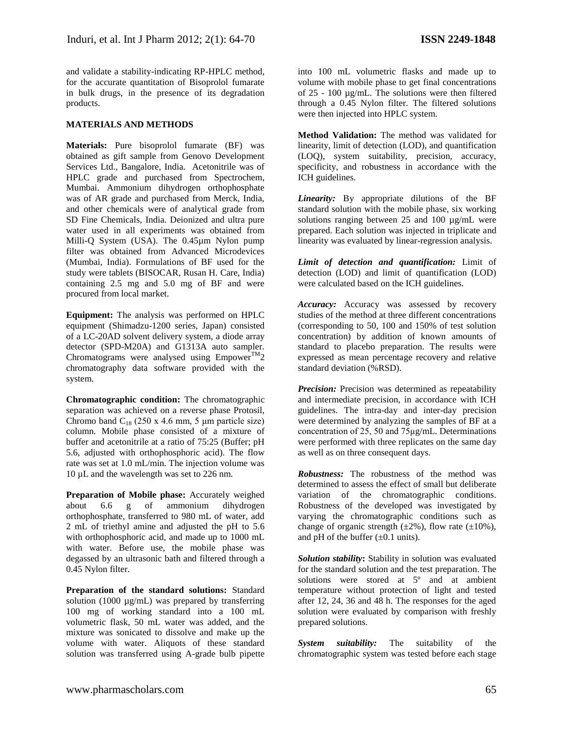and validate a stability-indicating RP-HPLC method, for the accurate quantitation of Bisoprolol fumarate in bulk drugs, in the presence of its degradation products.

## MATERIALS AND METHODS

**Materials:** Pure bisoprolol fumarate (BF) was obtained as gift sample from Genovo Development Services Ltd., Bangalore, India. Acetonitrile was of HPLC grade and purchased from Spectrochem, Mumbai. Ammonium dihydrogen orthophosphate was of AR grade and purchased from Merck, India, and other chemicals were of analytical grade from SD Fine Chemicals, India. Deionized and ultra pure water used in all experiments was obtained from Milli-Q System (USA). The 0.45µm Nylon pump filter was obtained from Advanced Microdevices (Mumbai, India). Formulations of BF used for the study were tablets (BISOCAR, Rusan H. Care, India) containing 2.5 mg and 5.0 mg of BF and were procured from local market.

**Equipment:** The analysis was performed on HPLC equipment (Shimadzu-1200 series, Japan) consisted of a LC-20AD solvent delivery system, a diode array detector (SPD-M20A) and G1313A auto sampler. Chromatograms were analysed using Empower$^{TM}$2 chromatography data software provided with the system.

**Chromatographic condition:** The chromatographic separation was achieved on a reverse phase Protosil, Chromo band $C_{18}$ (250 x 4.6 mm, 5 µm particle size) column. Mobile phase consisted of a mixture of buffer and acetonitrile at a ratio of 75:25 (Buffer; pH 5.6, adjusted with orthophosphoric acid). The flow rate was set at 1.0 mL/min. The injection volume was 10 µL and the wavelength was set to 226 nm.

**Preparation of Mobile phase:** Accurately weighed about 6.6 g of ammonium dihydrogen orthophosphate, transferred to 980 mL of water, add 2 mL of triethyl amine and adjusted the pH to 5.6 with orthophosphoric acid, and made up to 1000 mL with water. Before use, the mobile phase was degassed by an ultrasonic bath and filtered through a 0.45 Nylon filter.

**Preparation of the standard solutions:** Standard solution (1000 µg/mL) was prepared by transferring 100 mg of working standard into a 100 mL volumetric flask, 50 mL water was added, and the mixture was sonicated to dissolve and make up the volume with water. Aliquots of these standard solution was transferred using A-grade bulb pipette into 100 mL volumetric flasks and made up to volume with mobile phase to get final concentrations of 25 - 100 µg/mL. The solutions were then filtered through a 0.45 Nylon filter. The filtered solutions were then injected into HPLC system.

**Method Validation:** The method was validated for linearity, limit of detection (LOD), and quantification (LOQ), system suitability, precision, accuracy, specificity, and robustness in accordance with the ICH guidelines.

***Linearity:*** By appropriate dilutions of the BF standard solution with the mobile phase, six working solutions ranging between 25 and 100 µg/mL were prepared. Each solution was injected in triplicate and linearity was evaluated by linear-regression analysis.

***Limit of detection and quantification:*** Limit of detection (LOD) and limit of quantification (LOD) were calculated based on the ICH guidelines.

***Accuracy:*** Accuracy was assessed by recovery studies of the method at three different concentrations (corresponding to 50, 100 and 150% of test solution concentration) by addition of known amounts of standard to placebo preparation. The results were expressed as mean percentage recovery and relative standard deviation (%RSD).

***Precision:*** Precision was determined as repeatability and intermediate precision, in accordance with ICH guidelines. The intra-day and inter-day precision were determined by analyzing the samples of BF at a concentration of 25, 50 and 75µg/mL. Determinations were performed with three replicates on the same day as well as on three consequent days.

***Robustness:*** The robustness of the method was determined to assess the effect of small but deliberate variation of the chromatographic conditions. Robustness of the developed was investigated by varying the chromatographic conditions such as change of organic strength (±2%), flow rate (±10%), and pH of the buffer (±0.1 units).

***Solution stability*:** Stability in solution was evaluated for the standard solution and the test preparation. The solutions were stored at 5º and at ambient temperature without protection of light and tested after 12, 24, 36 and 48 h. The responses for the aged solution were evaluated by comparison with freshly prepared solutions.

***System suitability:*** The suitability of the chromatographic system was tested before each stage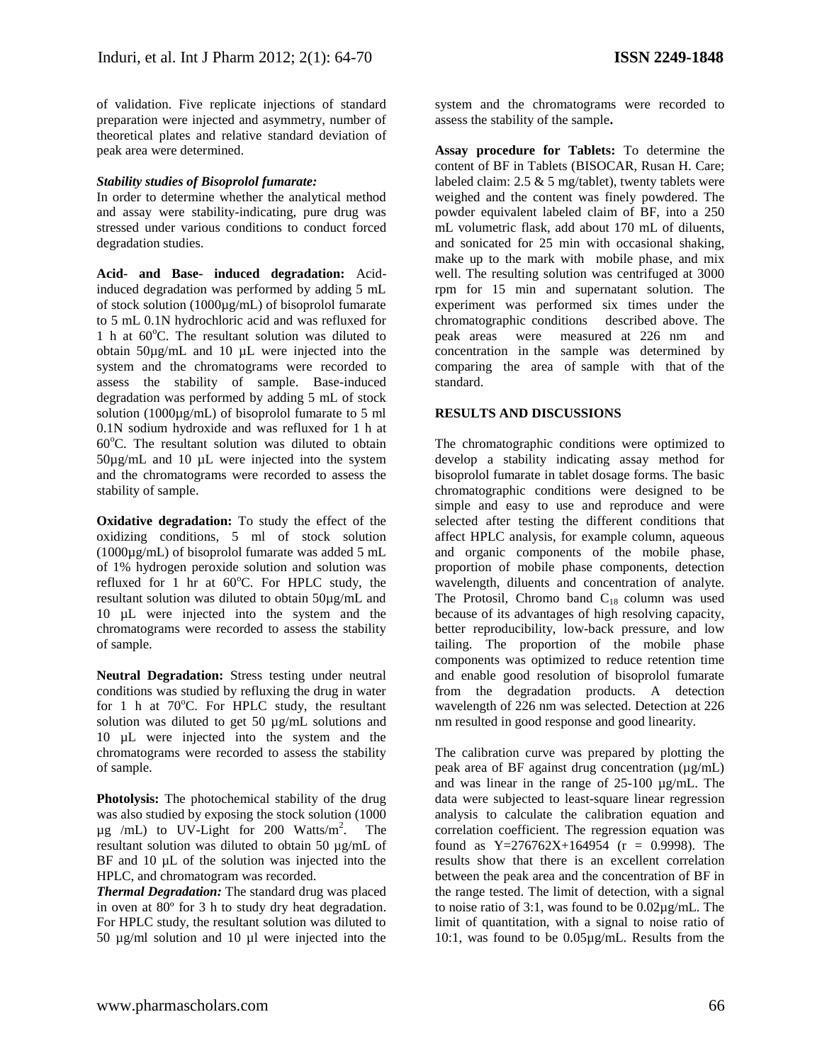of validation. Five replicate injections of standard preparation were injected and asymmetry, number of theoretical plates and relative standard deviation of peak area were determined.

***Stability studies of Bisoprolol fumarate:***

In order to determine whether the analytical method and assay were stability-indicating, pure drug was stressed under various conditions to conduct forced degradation studies.

**Acid- and Base- induced degradation:** Acid-induced degradation was performed by adding 5 mL of stock solution (1000µg/mL) of bisoprolol fumarate to 5 mL 0.1N hydrochloric acid and was refluxed for 1 h at 60$^{o}$C. The resultant solution was diluted to obtain 50µg/mL and 10 µL were injected into the system and the chromatograms were recorded to assess the stability of sample. Base-induced degradation was performed by adding 5 mL of stock solution (1000µg/mL) of bisoprolol fumarate to 5 ml 0.1N sodium hydroxide and was refluxed for 1 h at 60$^{o}$C. The resultant solution was diluted to obtain 50µg/mL and 10 µL were injected into the system and the chromatograms were recorded to assess the stability of sample.

**Oxidative degradation:** To study the effect of the oxidizing conditions, 5 ml of stock solution (1000µg/mL) of bisoprolol fumarate was added 5 mL of 1% hydrogen peroxide solution and solution was refluxed for 1 hr at 60$^{o}$C. For HPLC study, the resultant solution was diluted to obtain 50µg/mL and 10 µL were injected into the system and the chromatograms were recorded to assess the stability of sample.

**Neutral Degradation:** Stress testing under neutral conditions was studied by refluxing the drug in water for 1 h at 70$^{o}$C. For HPLC study, the resultant solution was diluted to get 50 µg/mL solutions and 10 µL were injected into the system and the chromatograms were recorded to assess the stability of sample.

**Photolysis:** The photochemical stability of the drug was also studied by exposing the stock solution (1000 µg /mL) to UV-Light for 200 Watts/m$^{2}$. The resultant solution was diluted to obtain 50 µg/mL of BF and 10 µL of the solution was injected into the HPLC, and chromatogram was recorded.

***Thermal Degradation:*** The standard drug was placed in oven at 80º for 3 h to study dry heat degradation. For HPLC study, the resultant solution was diluted to 50 µg/ml solution and 10 µl were injected into the system and the chromatograms were recorded to assess the stability of the sample**.**

**Assay procedure for Tablets:** To determine the content of BF in Tablets (BISOCAR, Rusan H. Care; labeled claim: 2.5 & 5 mg/tablet), twenty tablets were weighed and the content was finely powdered. The powder equivalent labeled claim of BF, into a 250 mL volumetric flask, add about 170 mL of diluents, and sonicated for 25 min with occasional shaking, make up to the mark with mobile phase, and mix well. The resulting solution was centrifuged at 3000 rpm for 15 min and supernatant solution. The experiment was performed six times under the chromatographic conditions described above. The peak areas were measured at 226 nm and concentration in the sample was determined by comparing the area of sample with that of the standard.

## RESULTS AND DISCUSSIONS

The chromatographic conditions were optimized to develop a stability indicating assay method for bisoprolol fumarate in tablet dosage forms. The basic chromatographic conditions were designed to be simple and easy to use and reproduce and were selected after testing the different conditions that affect HPLC analysis, for example column, aqueous and organic components of the mobile phase, proportion of mobile phase components, detection wavelength, diluents and concentration of analyte. The Protosil, Chromo band $C_{18}$ column was used because of its advantages of high resolving capacity, better reproducibility, low-back pressure, and low tailing. The proportion of the mobile phase components was optimized to reduce retention time and enable good resolution of bisoprolol fumarate from the degradation products. A detection wavelength of 226 nm was selected. Detection at 226 nm resulted in good response and good linearity.

The calibration curve was prepared by plotting the peak area of BF against drug concentration (µg/mL) and was linear in the range of 25-100 µg/mL. The data were subjected to least-square linear regression analysis to calculate the calibration equation and correlation coefficient. The regression equation was found as $Y=276762X+164954$ ($r = 0.9998$). The results show that there is an excellent correlation between the peak area and the concentration of BF in the range tested. The limit of detection, with a signal to noise ratio of 3:1, was found to be 0.02µg/mL. The limit of quantitation, with a signal to noise ratio of 10:1, was found to be 0.05µg/mL. Results from the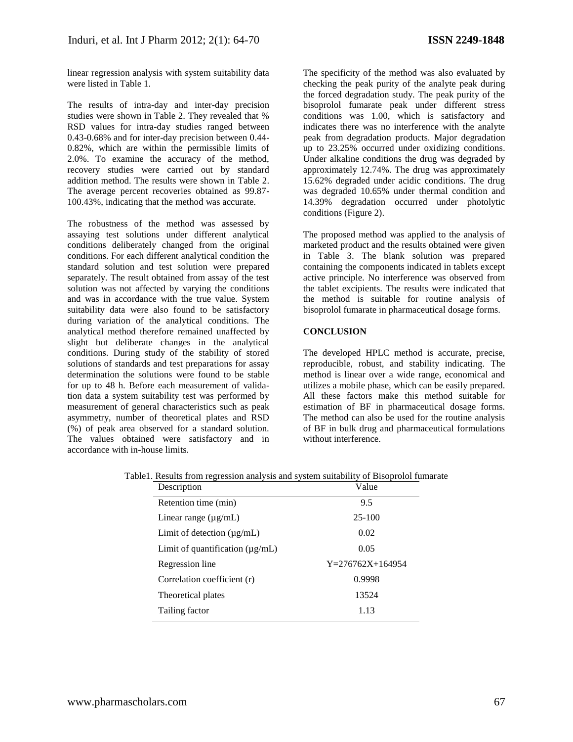linear regression analysis with system suitability data were listed in Table 1.

The results of intra-day and inter-day precision studies were shown in Table 2. They revealed that % RSD values for intra-day studies ranged between 0.43-0.68% and for inter-day precision between 0.44-0.82%, which are within the permissible limits of 2.0%. To examine the accuracy of the method, recovery studies were carried out by standard addition method. The results were shown in Table 2. The average percent recoveries obtained as 99.87-100.43%, indicating that the method was accurate.

The robustness of the method was assessed by assaying test solutions under different analytical conditions deliberately changed from the original conditions. For each different analytical condition the standard solution and test solution were prepared separately. The result obtained from assay of the test solution was not affected by varying the conditions and was in accordance with the true value. System suitability data were also found to be satisfactory during variation of the analytical conditions. The analytical method therefore remained unaffected by slight but deliberate changes in the analytical conditions. During study of the stability of stored solutions of standards and test preparations for assay determination the solutions were found to be stable for up to 48 h. Before each measurement of validation data a system suitability test was performed by measurement of general characteristics such as peak asymmetry, number of theoretical plates and RSD (%) of peak area observed for a standard solution. The values obtained were satisfactory and in accordance with in-house limits.

The specificity of the method was also evaluated by checking the peak purity of the analyte peak during the forced degradation study. The peak purity of the bisoprolol fumarate peak under different stress conditions was 1.00, which is satisfactory and indicates there was no interference with the analyte peak from degradation products. Major degradation up to 23.25% occurred under oxidizing conditions. Under alkaline conditions the drug was degraded by approximately 12.74%. The drug was approximately 15.62% degraded under acidic conditions. The drug was degraded 10.65% under thermal condition and 14.39% degradation occurred under photolytic conditions (Figure 2).

The proposed method was applied to the analysis of marketed product and the results obtained were given in Table 3. The blank solution was prepared containing the components indicated in tablets except active principle. No interference was observed from the tablet excipients. The results were indicated that the method is suitable for routine analysis of bisoprolol fumarate in pharmaceutical dosage forms.

## CONCLUSION

The developed HPLC method is accurate, precise, reproducible, robust, and stability indicating. The method is linear over a wide range, economical and utilizes a mobile phase, which can be easily prepared. All these factors make this method suitable for estimation of BF in pharmaceutical dosage forms. The method can also be used for the routine analysis of BF in bulk drug and pharmaceutical formulations without interference.

Table1. Results from regression analysis and system suitability of Bisoprolol fumarate

| Description | Value |
|---|---|
| Retention time (min) | 9.5 |
| Linear range (µg/mL) | 25-100 |
| Limit of detection (µg/mL) | 0.02 |
| Limit of quantification (µg/mL) | 0.05 |
| Regression line | $Y=276762X+164954$ |
| Correlation coefficient (r) | 0.9998 |
| Theoretical plates | 13524 |
| Tailing factor | 1.13 |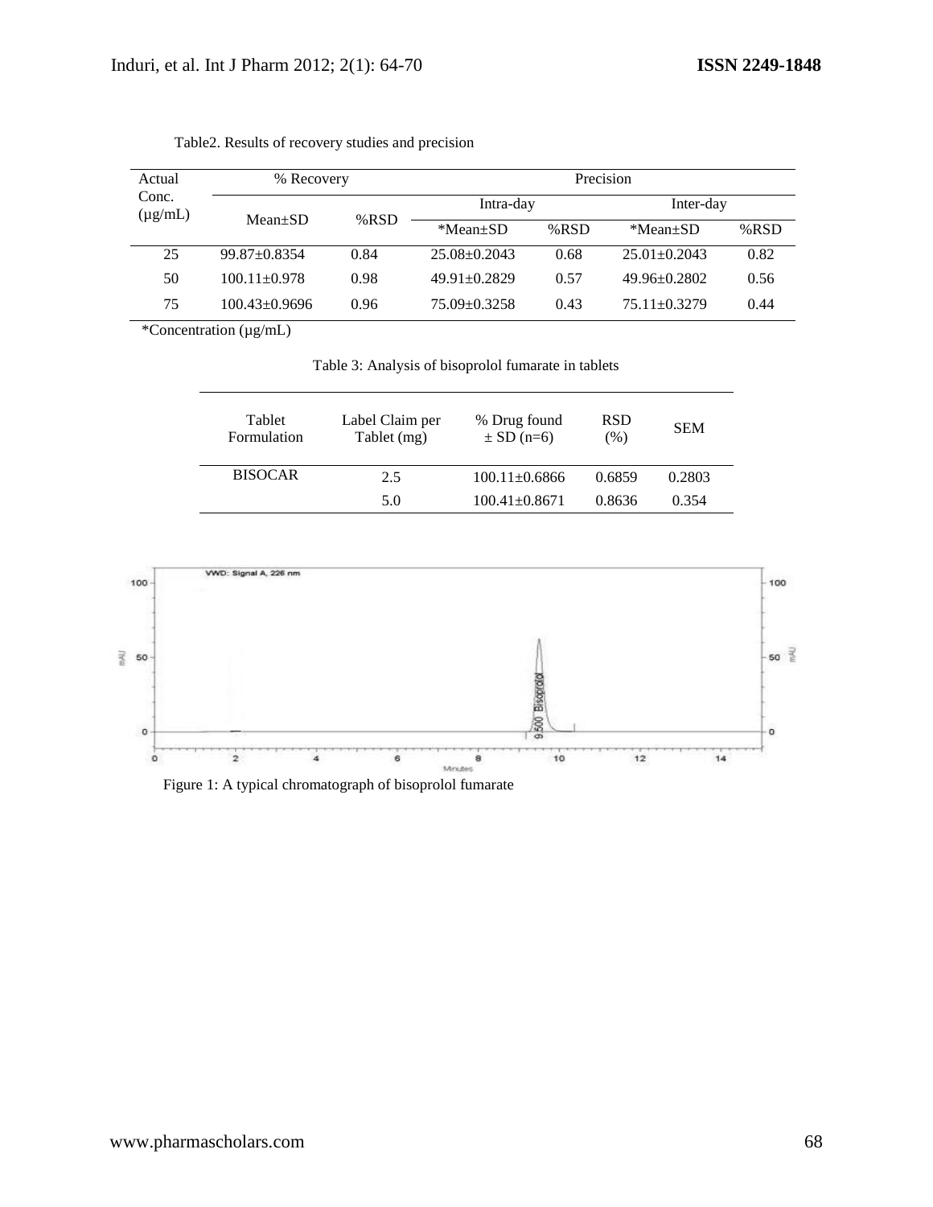Table2. Results of recovery studies and precision

| Actual Conc. (µg/mL) | % Recovery | | Precision | | | |
|---|---|---|---|---|---|---|
| | | | Intra-day | | Inter-day | |
| | Mean±SD | %RSD | *Mean±SD | %RSD | *Mean±SD | %RSD |
| 25 | 99.87±0.8354 | 0.84 | 25.08±0.2043 | 0.68 | 25.01±0.2043 | 0.82 |
| 50 | 100.11±0.978 | 0.98 | 49.91±0.2829 | 0.57 | 49.96±0.2802 | 0.56 |
| 75 | 100.43±0.9696 | 0.96 | 75.09±0.3258 | 0.43 | 75.11±0.3279 | 0.44 |

*Concentration (µg/mL)

Table 3: Analysis of bisoprolol fumarate in tablets

| Tablet Formulation | Label Claim per Tablet (mg) | % Drug found ± SD (n=6) | RSD (%) | SEM |
|---|---|---|---|---|
| BISOCAR | 2.5 | 100.11±0.6866 | 0.6859 | 0.2803 |
| | 5.0 | 100.41±0.8671 | 0.8636 | 0.354 |

Figure 1: A typical chromatograph of bisoprolol fumarate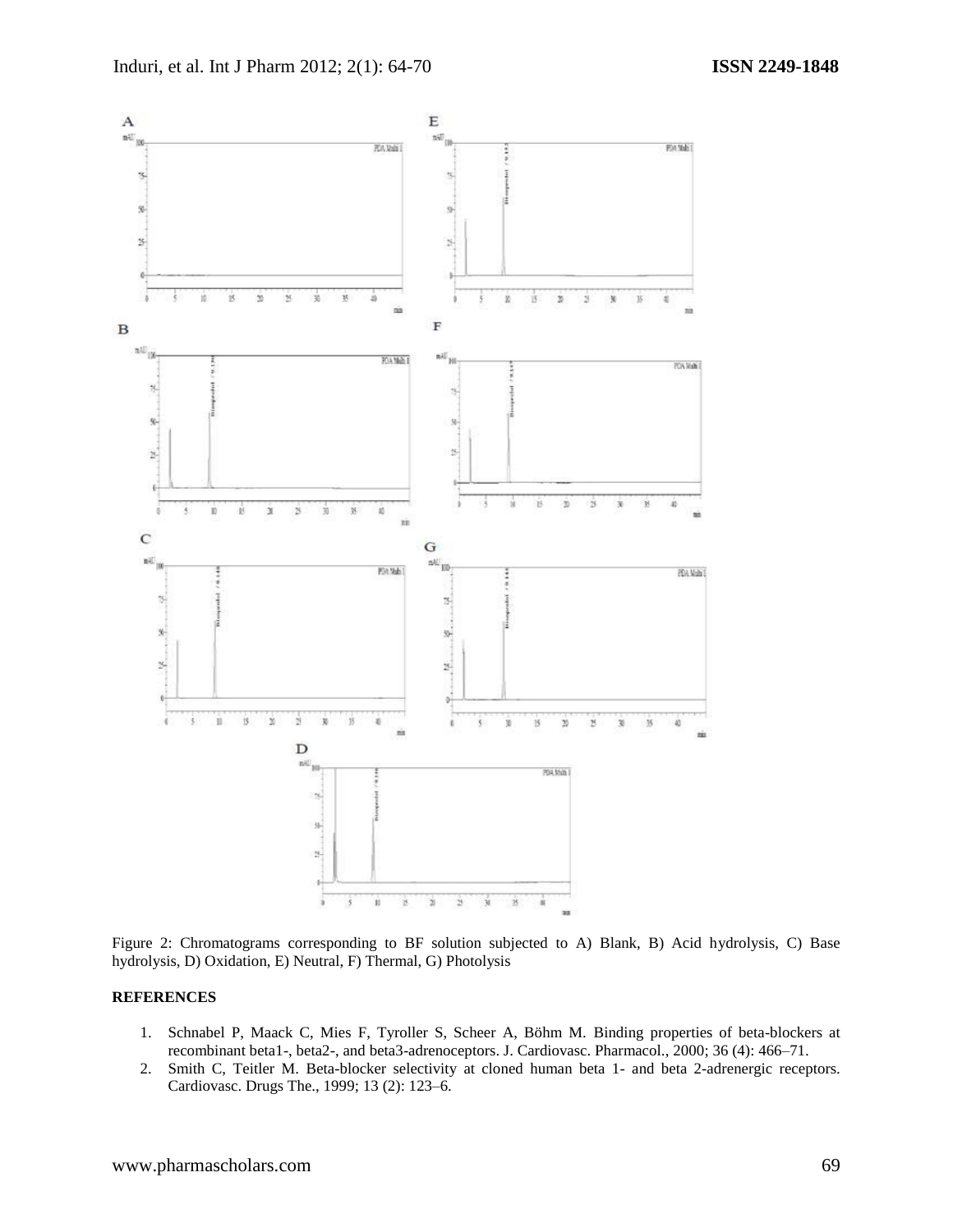Figure 2: Chromatograms corresponding to BF solution subjected to A) Blank, B) Acid hydrolysis, C) Base hydrolysis, D) Oxidation, E) Neutral, F) Thermal, G) Photolysis

## REFERENCES

1. Schnabel P, Maack C, Mies F, Tyroller S, Scheer A, Böhm M. Binding properties of beta-blockers at recombinant beta1-, beta2-, and beta3-adrenoceptors. J. Cardiovasc. Pharmacol., 2000; 36 (4): 466–71.
2. Smith C, Teitler M. Beta-blocker selectivity at cloned human beta 1- and beta 2-adrenergic receptors. Cardiovasc. Drugs The., 1999; 13 (2): 123–6.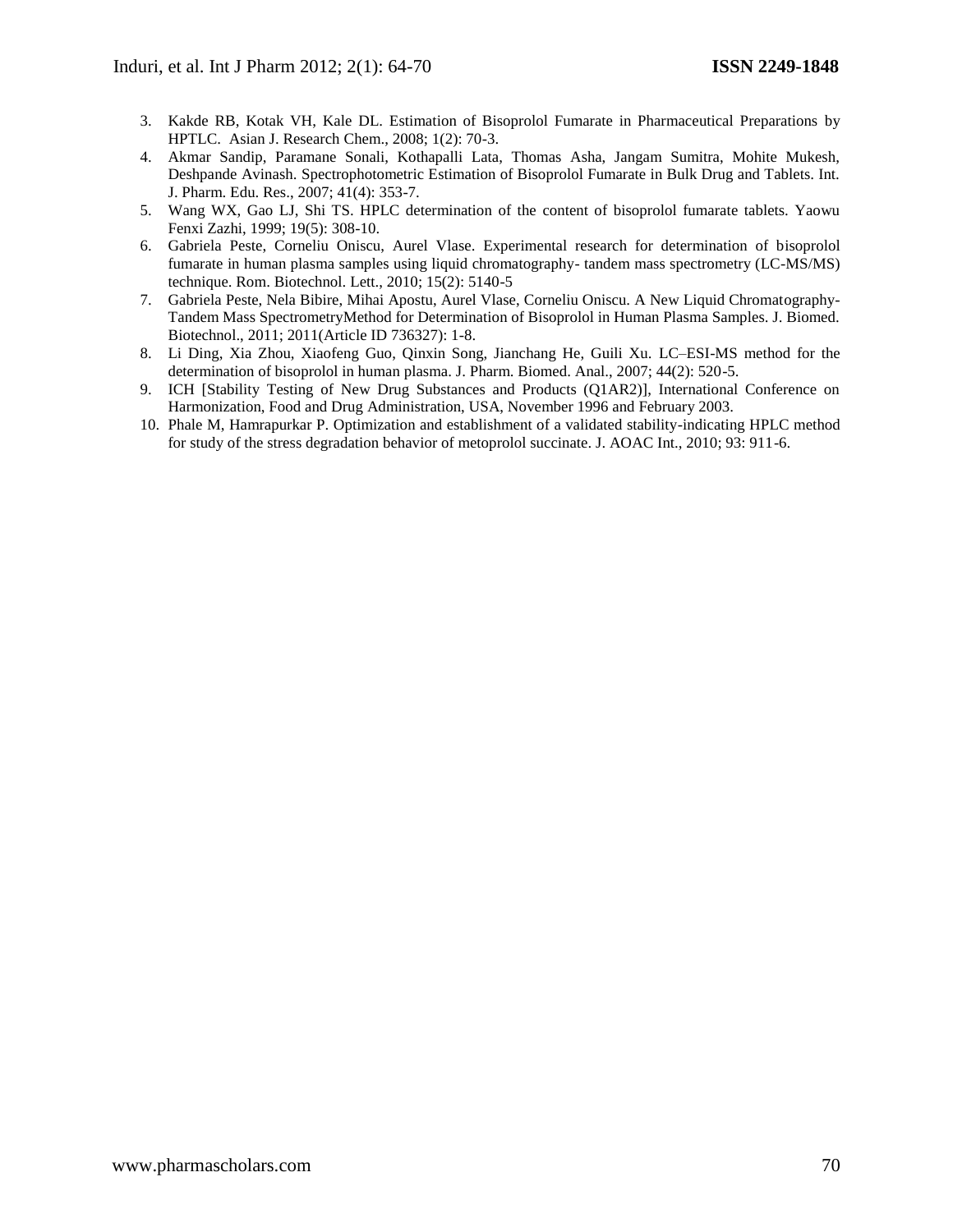3. Kakde RB, Kotak VH, Kale DL. Estimation of Bisoprolol Fumarate in Pharmaceutical Preparations by HPTLC. Asian J. Research Chem., 2008; 1(2): 70-3.
4. Akmar Sandip, Paramane Sonali, Kothapalli Lata, Thomas Asha, Jangam Sumitra, Mohite Mukesh, Deshpande Avinash. Spectrophotometric Estimation of Bisoprolol Fumarate in Bulk Drug and Tablets. Int. J. Pharm. Edu. Res., 2007; 41(4): 353-7.
5. Wang WX, Gao LJ, Shi TS. HPLC determination of the content of bisoprolol fumarate tablets. Yaowu Fenxi Zazhi, 1999; 19(5): 308-10.
6. Gabriela Peste, Corneliu Oniscu, Aurel Vlase. Experimental research for determination of bisoprolol fumarate in human plasma samples using liquid chromatography- tandem mass spectrometry (LC-MS/MS) technique. Rom. Biotechnol. Lett., 2010; 15(2): 5140-5
7. Gabriela Peste, Nela Bibire, Mihai Apostu, Aurel Vlase, Corneliu Oniscu. A New Liquid Chromatography-Tandem Mass SpectrometryMethod for Determination of Bisoprolol in Human Plasma Samples. J. Biomed. Biotechnol., 2011; 2011(Article ID 736327): 1-8.
8. Li Ding, Xia Zhou, Xiaofeng Guo, Qinxin Song, Jianchang He, Guili Xu. LC–ESI-MS method for the determination of bisoprolol in human plasma. J. Pharm. Biomed. Anal., 2007; 44(2): 520-5.
9. ICH [Stability Testing of New Drug Substances and Products (Q1AR2)], International Conference on Harmonization, Food and Drug Administration, USA, November 1996 and February 2003.
10. Phale M, Hamrapurkar P. Optimization and establishment of a validated stability-indicating HPLC method for study of the stress degradation behavior of metoprolol succinate. J. AOAC Int., 2010; 93: 911-6.